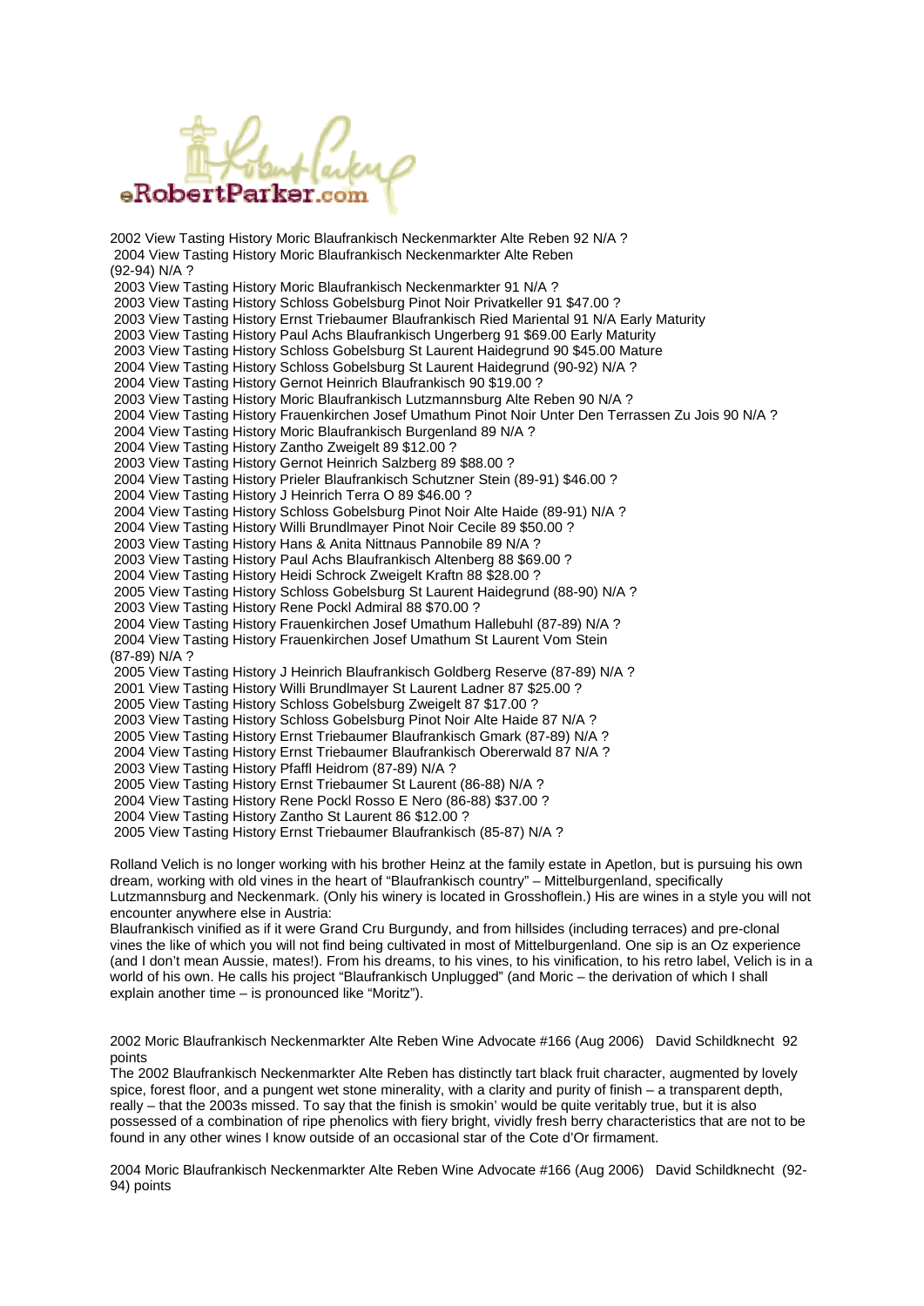eRobertParker.com

2002 View Tasting History Moric Blaufrankisch Neckenmarkter Alte Reben 92 N/A ?
2004 View Tasting History Moric Blaufrankisch Neckenmarkter Alte Reben (92-94) N/A ?
2003 View Tasting History Moric Blaufrankisch Neckenmarkter 91 N/A ?
2003 View Tasting History Schloss Gobelsburg Pinot Noir Privatkeller 91 $47.00 ?
2003 View Tasting History Ernst Triebaumer Blaufrankisch Ried Mariental 91 N/A Early Maturity
2003 View Tasting History Paul Achs Blaufrankisch Ungerberg 91 $69.00 Early Maturity
2003 View Tasting History Schloss Gobelsburg St Laurent Haidegrund 90 $45.00 Mature
2004 View Tasting History Schloss Gobelsburg St Laurent Haidegrund (90-92) N/A ?
2004 View Tasting History Gernot Heinrich Blaufrankisch 90 $19.00 ?
2003 View Tasting History Moric Blaufrankisch Lutzmannsburg Alte Reben 90 N/A ?
2004 View Tasting History Frauenkirchen Josef Umathum Pinot Noir Unter Den Terrassen Zu Jois 90 N/A ?
2004 View Tasting History Moric Blaufrankisch Burgenland 89 N/A ?
2004 View Tasting History Zantho Zweigelt 89 $12.00 ?
2003 View Tasting History Gernot Heinrich Salzberg 89 $88.00 ?
2004 View Tasting History Prieler Blaufrankisch Schutzner Stein (89-91) $46.00 ?
2004 View Tasting History J Heinrich Terra O 89 $46.00 ?
2004 View Tasting History Schloss Gobelsburg Pinot Noir Alte Haide (89-91) N/A ?
2004 View Tasting History Willi Brundlmayer Pinot Noir Cecile 89 $50.00 ?
2003 View Tasting History Hans & Anita Nittnaus Pannobile 89 N/A ?
2003 View Tasting History Paul Achs Blaufrankisch Altenberg 88 $69.00 ?
2004 View Tasting History Heidi Schrock Zweigelt Kraftn 88 $28.00 ?
2005 View Tasting History Schloss Gobelsburg St Laurent Haidegrund (88-90) N/A ?
2003 View Tasting History Rene Pockl Admiral 88 $70.00 ?
2004 View Tasting History Frauenkirchen Josef Umathum Hallebuhl (87-89) N/A ?
2004 View Tasting History Frauenkirchen Josef Umathum St Laurent Vom Stein (87-89) N/A ?
2005 View Tasting History J Heinrich Blaufrankisch Goldberg Reserve (87-89) N/A ?
2001 View Tasting History Willi Brundlmayer St Laurent Ladner 87 $25.00 ?
2005 View Tasting History Schloss Gobelsburg Zweigelt 87 $17.00 ?
2003 View Tasting History Schloss Gobelsburg Pinot Noir Alte Haide 87 N/A ?
2005 View Tasting History Ernst Triebaumer Blaufrankisch Gmark (87-89) N/A ?
2004 View Tasting History Ernst Triebaumer Blaufrankisch Obererwald 87 N/A ?
2003 View Tasting History Pfaffl Heidrom (87-89) N/A ?
2005 View Tasting History Ernst Triebaumer St Laurent (86-88) N/A ?
2004 View Tasting History Rene Pockl Rosso E Nero (86-88) $37.00 ?
2004 View Tasting History Zantho St Laurent 86 $12.00 ?
2005 View Tasting History Ernst Triebaumer Blaufrankisch (85-87) N/A ?

Rolland Velich is no longer working with his brother Heinz at the family estate in Apetlon, but is pursuing his own dream, working with old vines in the heart of "Blaufrankisch country" – Mittelburgenland, specifically Lutzmannsburg and Neckenmark. (Only his winery is located in Grosshoflein.) His are wines in a style you will not encounter anywhere else in Austria:
Blaufrankisch vinified as if it were Grand Cru Burgundy, and from hillsides (including terraces) and pre-clonal vines the like of which you will not find being cultivated in most of Mittelburgenland. One sip is an Oz experience (and I don't mean Aussie, mates!). From his dreams, to his vines, to his vinification, to his retro label, Velich is in a world of his own. He calls his project "Blaufrankisch Unplugged" (and Moric – the derivation of which I shall explain another time – is pronounced like "Moritz").

2002 Moric Blaufrankisch Neckenmarkter Alte Reben Wine Advocate #166 (Aug 2006) David Schildknecht 92 points
The 2002 Blaufrankisch Neckenmarkter Alte Reben has distinctly tart black fruit character, augmented by lovely spice, forest floor, and a pungent wet stone minerality, with a clarity and purity of finish – a transparent depth, really – that the 2003s missed. To say that the finish is smokin' would be quite veritably true, but it is also possessed of a combination of ripe phenolics with fiery bright, vividly fresh berry characteristics that are not to be found in any other wines I know outside of an occasional star of the Cote d'Or firmament.

2004 Moric Blaufrankisch Neckenmarkter Alte Reben Wine Advocate #166 (Aug 2006) David Schildknecht (92-94) points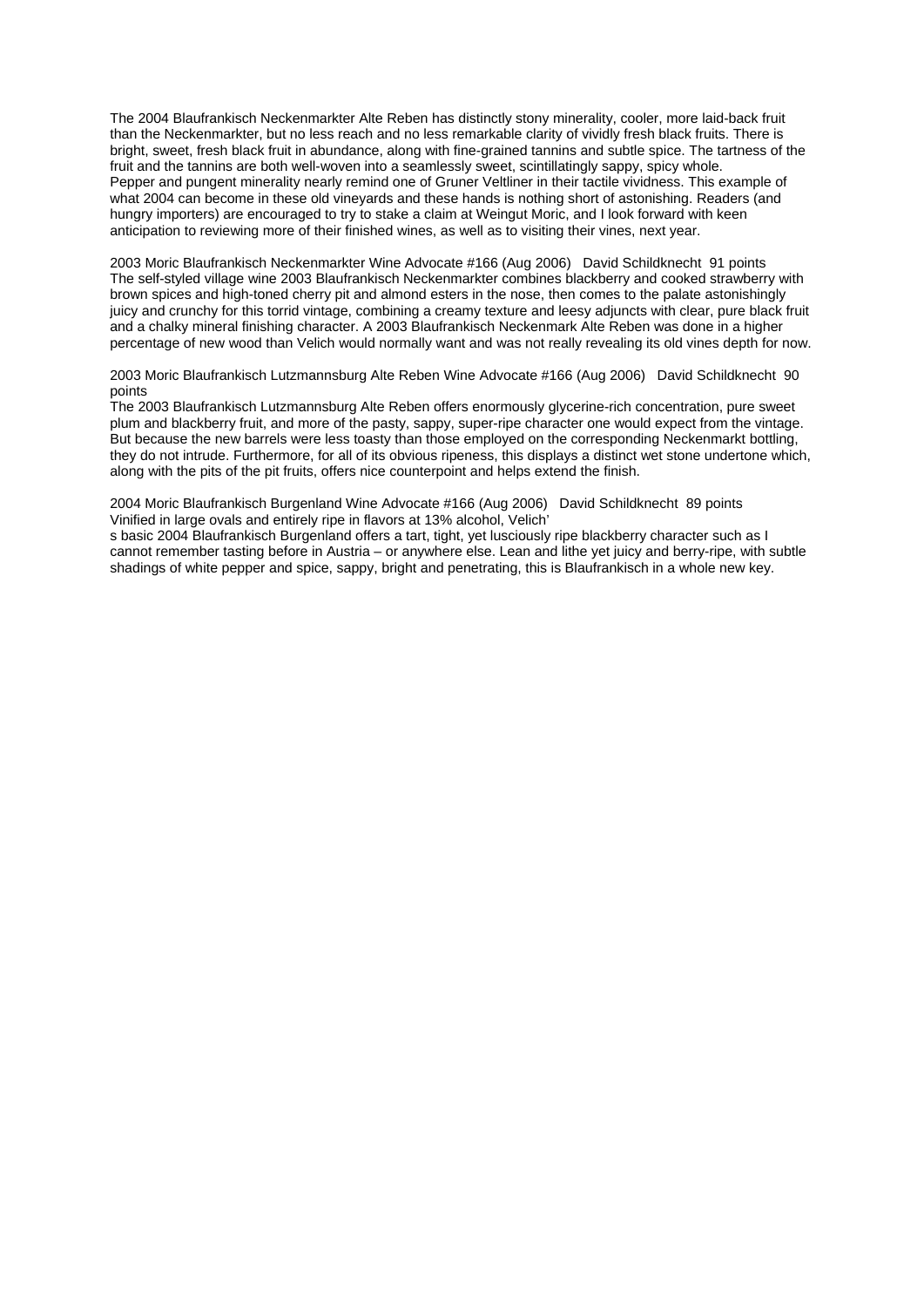The 2004 Blaufrankisch Neckenmarkter Alte Reben has distinctly stony minerality, cooler, more laid-back fruit than the Neckenmarkter, but no less reach and no less remarkable clarity of vividly fresh black fruits. There is bright, sweet, fresh black fruit in abundance, along with fine-grained tannins and subtle spice. The tartness of the fruit and the tannins are both well-woven into a seamlessly sweet, scintillatingly sappy, spicy whole. Pepper and pungent minerality nearly remind one of Gruner Veltliner in their tactile vividness. This example of what 2004 can become in these old vineyards and these hands is nothing short of astonishing. Readers (and hungry importers) are encouraged to try to stake a claim at Weingut Moric, and I look forward with keen anticipation to reviewing more of their finished wines, as well as to visiting their vines, next year.

2003 Moric Blaufrankisch Neckenmarkter Wine Advocate #166 (Aug 2006)   David Schildknecht  91 points
The self-styled village wine 2003 Blaufrankisch Neckenmarkter combines blackberry and cooked strawberry with brown spices and high-toned cherry pit and almond esters in the nose, then comes to the palate astonishingly juicy and crunchy for this torrid vintage, combining a creamy texture and leesy adjuncts with clear, pure black fruit and a chalky mineral finishing character. A 2003 Blaufrankisch Neckenmark Alte Reben was done in a higher percentage of new wood than Velich would normally want and was not really revealing its old vines depth for now.

2003 Moric Blaufrankisch Lutzmannsburg Alte Reben Wine Advocate #166 (Aug 2006)   David Schildknecht  90 points
The 2003 Blaufrankisch Lutzmannsburg Alte Reben offers enormously glycerine-rich concentration, pure sweet plum and blackberry fruit, and more of the pasty, sappy, super-ripe character one would expect from the vintage. But because the new barrels were less toasty than those employed on the corresponding Neckenmarkt bottling, they do not intrude. Furthermore, for all of its obvious ripeness, this displays a distinct wet stone undertone which, along with the pits of the pit fruits, offers nice counterpoint and helps extend the finish.

2004 Moric Blaufrankisch Burgenland Wine Advocate #166 (Aug 2006)   David Schildknecht  89 points
Vinified in large ovals and entirely ripe in flavors at 13% alcohol, Velich'
s basic 2004 Blaufrankisch Burgenland offers a tart, tight, yet lusciously ripe blackberry character such as I cannot remember tasting before in Austria – or anywhere else. Lean and lithe yet juicy and berry-ripe, with subtle shadings of white pepper and spice, sappy, bright and penetrating, this is Blaufrankisch in a whole new key.